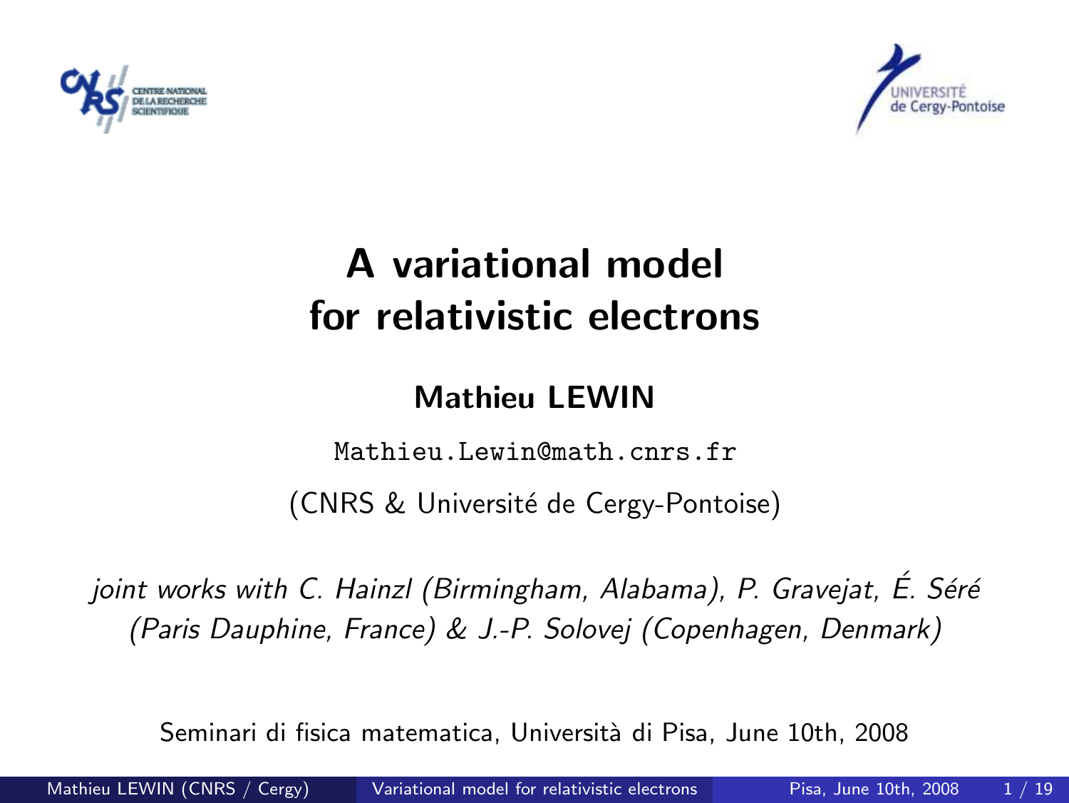# A variational model for relativistic electrons

**Mathieu LEWIN**

Mathieu.Lewin@math.cnrs.fr

(CNRS & Université de Cergy-Pontoise)

*joint works with C. Hainzl (Birmingham, Alabama), P. Gravejat, É. Séré (Paris Dauphine, France) & J.-P. Solovej (Copenhagen, Denmark)*

Seminari di fisica matematica, Università di Pisa, June 10th, 2008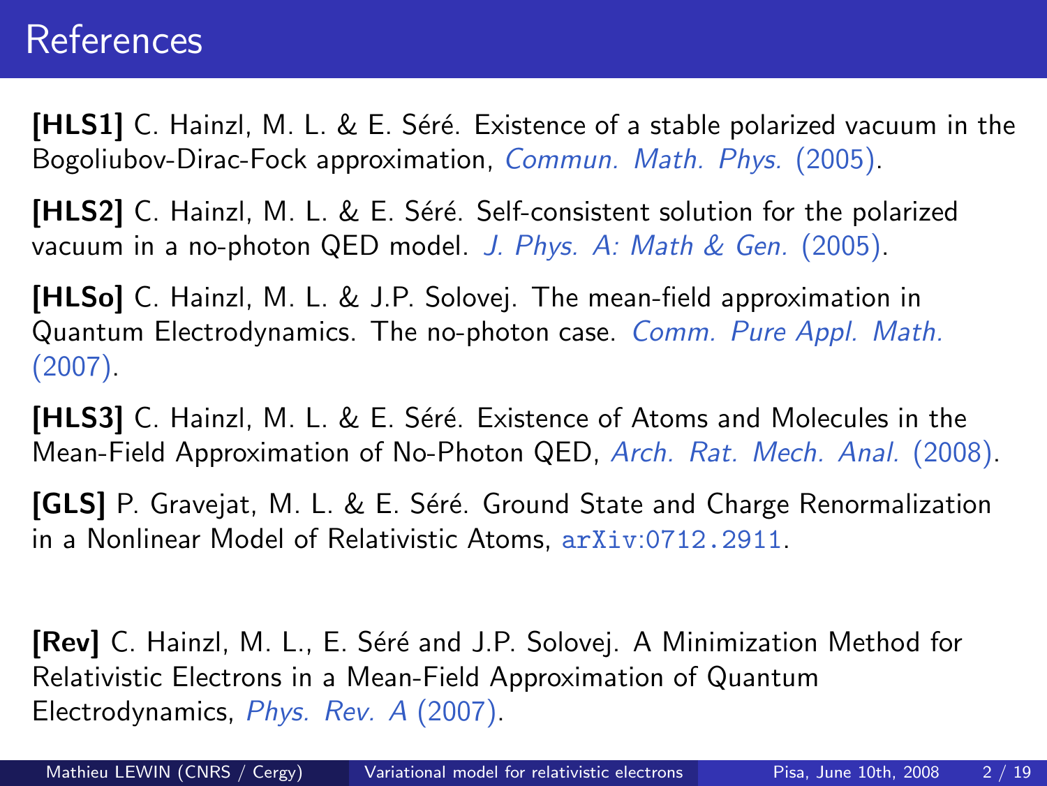# References

**[HLS1]** C. Hainzl, M. L. & E. Séré. Existence of a stable polarized vacuum in the Bogoliubov-Dirac-Fock approximation, *Commun. Math. Phys.* (2005).

**[HLS2]** C. Hainzl, M. L. & E. Séré. Self-consistent solution for the polarized vacuum in a no-photon QED model. *J. Phys. A: Math & Gen.* (2005).

**[HLSo]** C. Hainzl, M. L. & J.P. Solovej. The mean-field approximation in Quantum Electrodynamics. The no-photon case. *Comm. Pure Appl. Math.* (2007).

**[HLS3]** C. Hainzl, M. L. & E. Séré. Existence of Atoms and Molecules in the Mean-Field Approximation of No-Photon QED, *Arch. Rat. Mech. Anal.* (2008).

**[GLS]** P. Gravejat, M. L. & E. Séré. Ground State and Charge Renormalization in a Nonlinear Model of Relativistic Atoms, `arXiv:0712.2911`.

**[Rev]** C. Hainzl, M. L., E. Séré and J.P. Solovej. A Minimization Method for Relativistic Electrons in a Mean-Field Approximation of Quantum Electrodynamics, *Phys. Rev. A* (2007).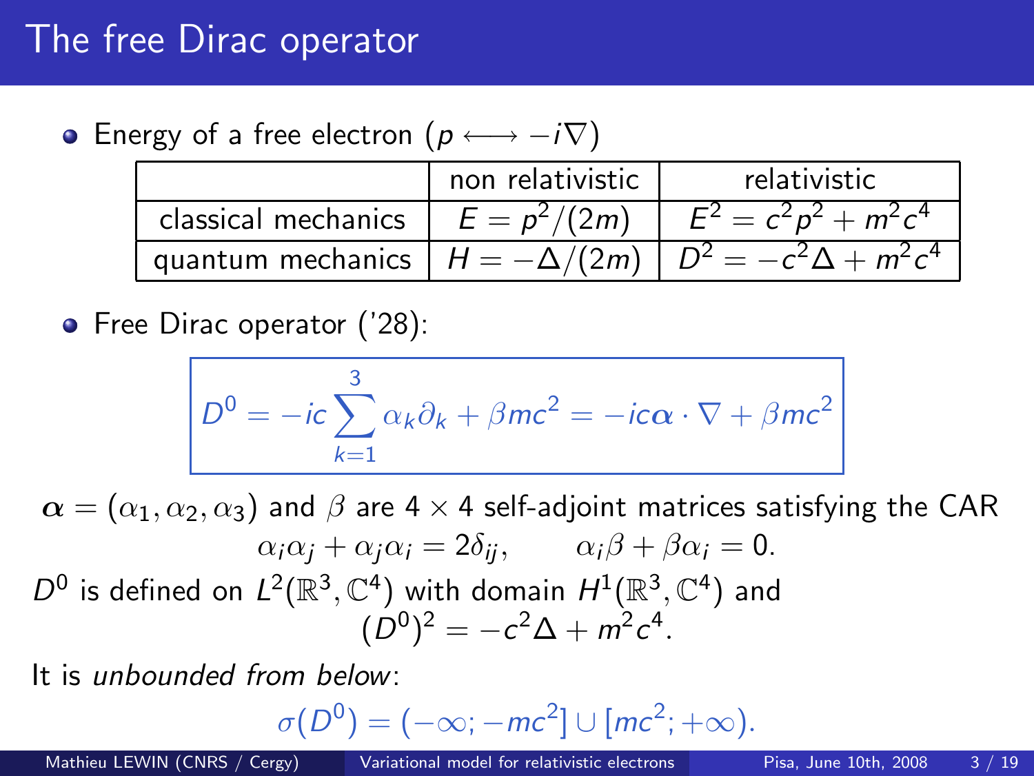# The free Dirac operator

- Energy of a free electron ($p \longleftrightarrow -i\nabla$)

| | non relativistic | relativistic |
|---|---|---|
| classical mechanics | $E = p^2/(2m)$ | $E^2 = c^2p^2 + m^2c^4$ |
| quantum mechanics | $H = -\Delta/(2m)$ | $D^2 = -c^2\Delta + m^2c^4$ |

- Free Dirac operator ('28):

$$D^0 = -ic\sum_{k=1}^{3} \alpha_k \partial_k + \beta mc^2 = -ic\boldsymbol{\alpha}\cdot\nabla + \beta mc^2$$

$\boldsymbol{\alpha} = (\alpha_1, \alpha_2, \alpha_3)$ and $\beta$ are $4 \times 4$ self-adjoint matrices satisfying the CAR

$$\alpha_i\alpha_j + \alpha_j\alpha_i = 2\delta_{ij}, \qquad \alpha_i\beta + \beta\alpha_i = 0.$$

$D^0$ is defined on $L^2(\mathbb{R}^3, \mathbb{C}^4)$ with domain $H^1(\mathbb{R}^3, \mathbb{C}^4)$ and

$$(D^0)^2 = -c^2\Delta + m^2c^4.$$

It is *unbounded from below*:

$$\sigma(D^0) = (-\infty; -mc^2] \cup [mc^2; +\infty).$$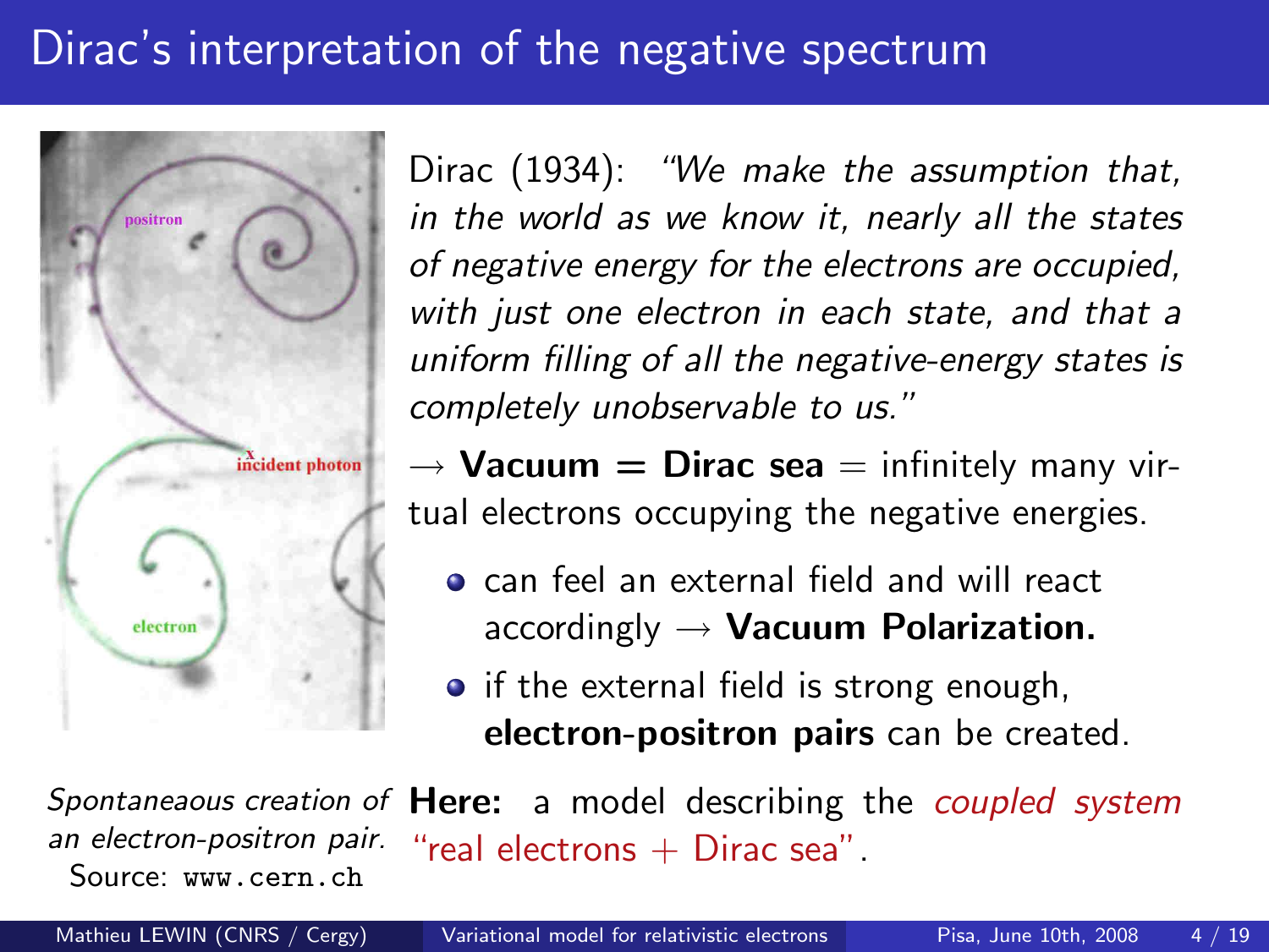# Dirac's interpretation of the negative spectrum

Dirac (1934): *"We make the assumption that, in the world as we know it, nearly all the states of negative energy for the electrons are occupied, with just one electron in each state, and that a uniform filling of all the negative-energy states is completely unobservable to us."*

$\rightarrow$ **Vacuum = Dirac sea** = infinitely many virtual electrons occupying the negative energies.

- can feel an external field and will react accordingly $\rightarrow$ **Vacuum Polarization.**
- if the external field is strong enough, **electron-positron pairs** can be created.

*Spontaneous creation of an electron-positron pair.*
Source: www.cern.ch

**Here:** a model describing the *coupled system* "real electrons + Dirac sea".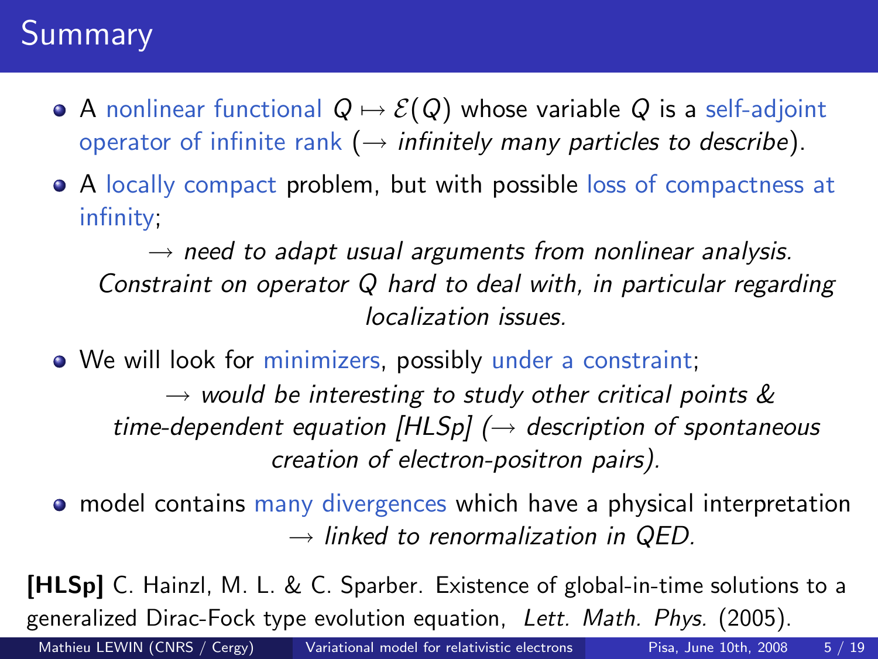# Summary

- A nonlinear functional $Q \mapsto \mathcal{E}(Q)$ whose variable $Q$ is a self-adjoint operator of infinite rank ($\rightarrow$ *infinitely many particles to describe*).
- A locally compact problem, but with possible loss of compactness at infinity;

  $\rightarrow$ *need to adapt usual arguments from nonlinear analysis. Constraint on operator Q hard to deal with, in particular regarding localization issues.*

- We will look for minimizers, possibly under a constraint;

  $\rightarrow$ *would be interesting to study other critical points & time-dependent equation [HLSp] ($\rightarrow$ description of spontaneous creation of electron-positron pairs).*

- model contains many divergences which have a physical interpretation

  $\rightarrow$ *linked to renormalization in QED.*

**[HLSp]** C. Hainzl, M. L. & C. Sparber. Existence of global-in-time solutions to a generalized Dirac-Fock type evolution equation, *Lett. Math. Phys.* (2005).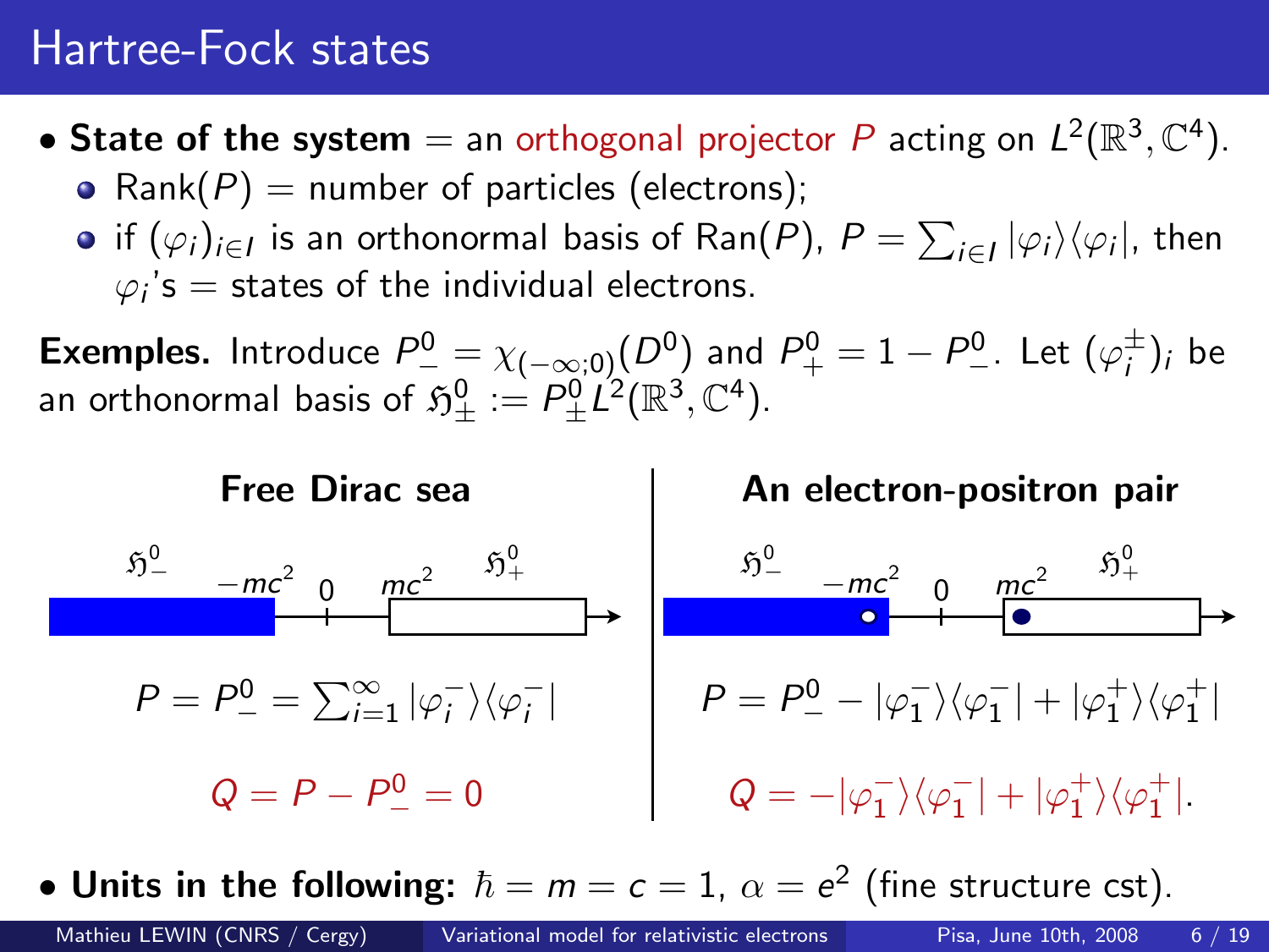# Hartree-Fock states

- **State of the system** = an orthogonal projector $P$ acting on $L^2(\mathbb{R}^3, \mathbb{C}^4)$.
  - $\text{Rank}(P)$ = number of particles (electrons);
  - if $(\varphi_i)_{i\in I}$ is an orthonormal basis of $\text{Ran}(P)$, $P = \sum_{i\in I} |\varphi_i\rangle\langle\varphi_i|$, then $\varphi_i$'s = states of the individual electrons.

**Exemples.** Introduce $P^0_- = \chi_{(-\infty;0)}(D^0)$ and $P^0_+ = 1 - P^0_-$. Let $(\varphi_i^\pm)_i$ be an orthonormal basis of $\mathfrak{H}^0_\pm := P^0_\pm L^2(\mathbb{R}^3, \mathbb{C}^4)$.

**Free Dirac sea**

$\mathfrak{H}^0_-$ $\quad -mc^2 \quad 0 \quad mc^2 \quad$ $\mathfrak{H}^0_+$

$$P = P^0_- = \sum_{i=1}^\infty |\varphi_i^-\rangle\langle\varphi_i^-|$$

$$Q = P - P^0_- = 0$$

**An electron-positron pair**

$\mathfrak{H}^0_-$ $\quad -mc^2 \quad 0 \quad mc^2 \quad$ $\mathfrak{H}^0_+$

$$P = P^0_- - |\varphi_1^-\rangle\langle\varphi_1^-| + |\varphi_1^+\rangle\langle\varphi_1^+|$$

$$Q = -|\varphi_1^-\rangle\langle\varphi_1^-| + |\varphi_1^+\rangle\langle\varphi_1^+|.$$

- **Units in the following:** $\hbar = m = c = 1$, $\alpha = e^2$ (fine structure cst).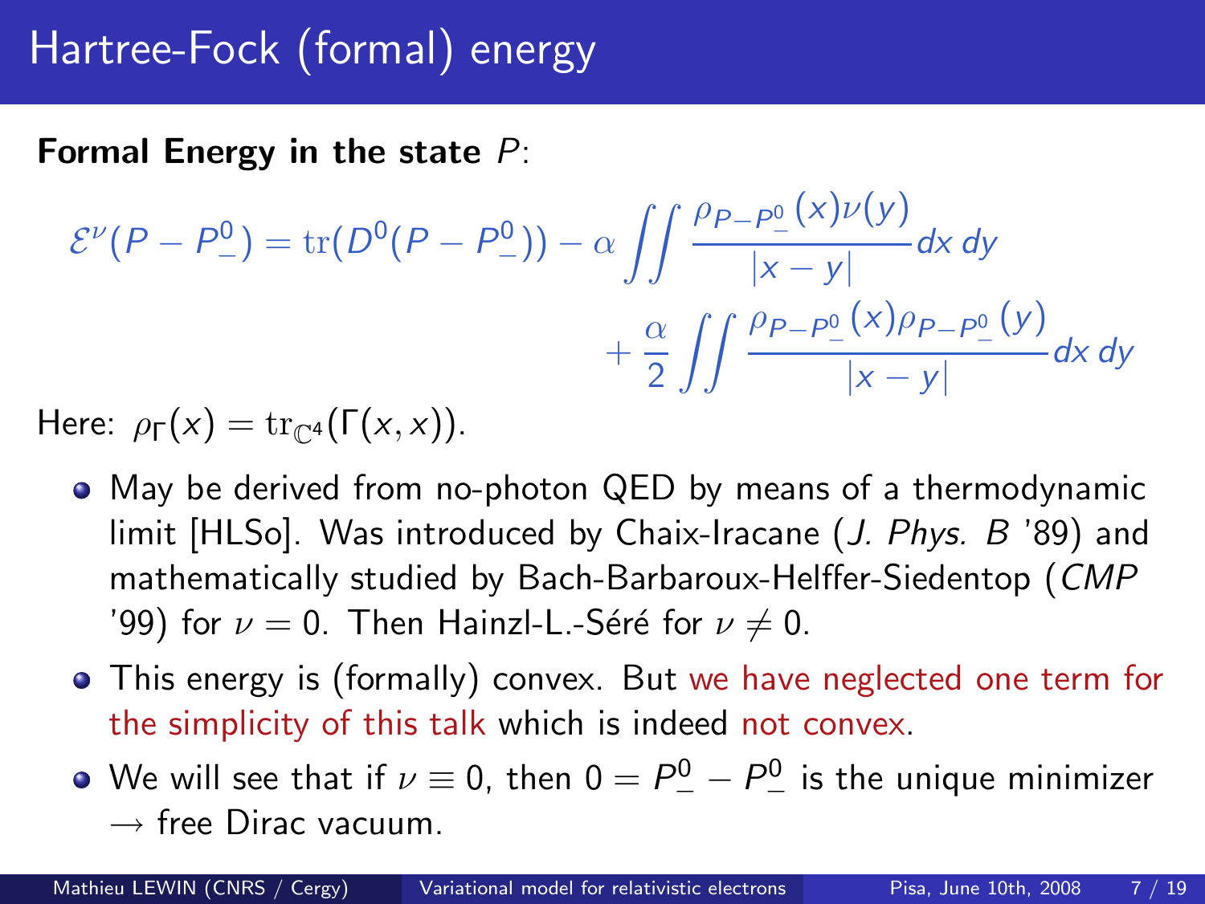# Hartree-Fock (formal) energy

**Formal Energy in the state $P$:**

$$\mathcal{E}^\nu(P - P^0_-) = \mathrm{tr}(D^0(P - P^0_-)) - \alpha \iint \frac{\rho_{P-P^0_-}(x)\nu(y)}{|x-y|} dx\, dy + \frac{\alpha}{2} \iint \frac{\rho_{P-P^0_-}(x)\rho_{P-P^0_-}(y)}{|x-y|} dx\, dy$$

Here: $\rho_\Gamma(x) = \mathrm{tr}_{\mathbb{C}^4}(\Gamma(x,x))$.

- May be derived from no-photon QED by means of a thermodynamic limit [HLSo]. Was introduced by Chaix-Iracane (*J. Phys. B* '89) and mathematically studied by Bach-Barbaroux-Helffer-Siedentop (*CMP* '99) for $\nu = 0$. Then Hainzl-L.-Séré for $\nu \neq 0$.
- This energy is (formally) convex. But we have neglected one term for the simplicity of this talk which is indeed not convex.
- We will see that if $\nu \equiv 0$, then $0 = P^0_- - P^0_-$ is the unique minimizer $\rightarrow$ free Dirac vacuum.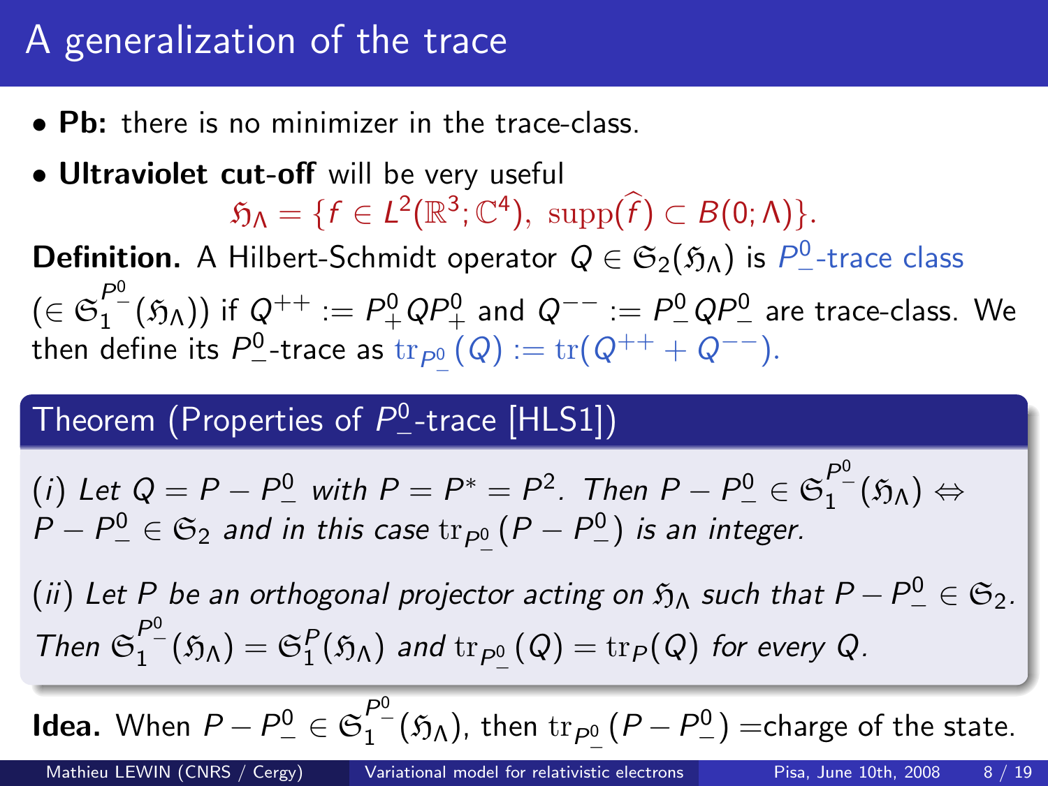# A generalization of the trace

- **Pb:** there is no minimizer in the trace-class.
- **Ultraviolet cut-off** will be very useful

$$\mathfrak{H}_\Lambda = \{f \in L^2(\mathbb{R}^3;\mathbb{C}^4),\ \mathrm{supp}(\widehat{f}) \subset B(0;\Lambda)\}.$$

**Definition.** A Hilbert-Schmidt operator $Q \in \mathfrak{S}_2(\mathfrak{H}_\Lambda)$ is $P^0_-$-trace class ($\in \mathfrak{S}_1^{P^0_-}(\mathfrak{H}_\Lambda)$) if $Q^{++} := P^0_+ Q P^0_+$ and $Q^{--} := P^0_- Q P^0_-$ are trace-class. We then define its $P^0_-$-trace as $\mathrm{tr}_{P^0_-}(Q) := \mathrm{tr}(Q^{++} + Q^{--})$.

## Theorem (Properties of $P^0_-$-trace [HLS1])

*(i) Let $Q = P - P^0_-$ with $P = P^* = P^2$. Then $P - P^0_- \in \mathfrak{S}_1^{P^0_-}(\mathfrak{H}_\Lambda) \Leftrightarrow P - P^0_- \in \mathfrak{S}_2$ and in this case $\mathrm{tr}_{P^0_-}(P - P^0_-)$ is an integer.*

*(ii) Let $P$ be an orthogonal projector acting on $\mathfrak{H}_\Lambda$ such that $P - P^0_- \in \mathfrak{S}_2$. Then $\mathfrak{S}_1^{P^0_-}(\mathfrak{H}_\Lambda) = \mathfrak{S}_1^{P}(\mathfrak{H}_\Lambda)$ and $\mathrm{tr}_{P^0_-}(Q) = \mathrm{tr}_P(Q)$ for every $Q$.*

**Idea.** When $P - P^0_- \in \mathfrak{S}_1^{P^0_-}(\mathfrak{H}_\Lambda)$, then $\mathrm{tr}_{P^0_-}(P - P^0_-) =$charge of the state.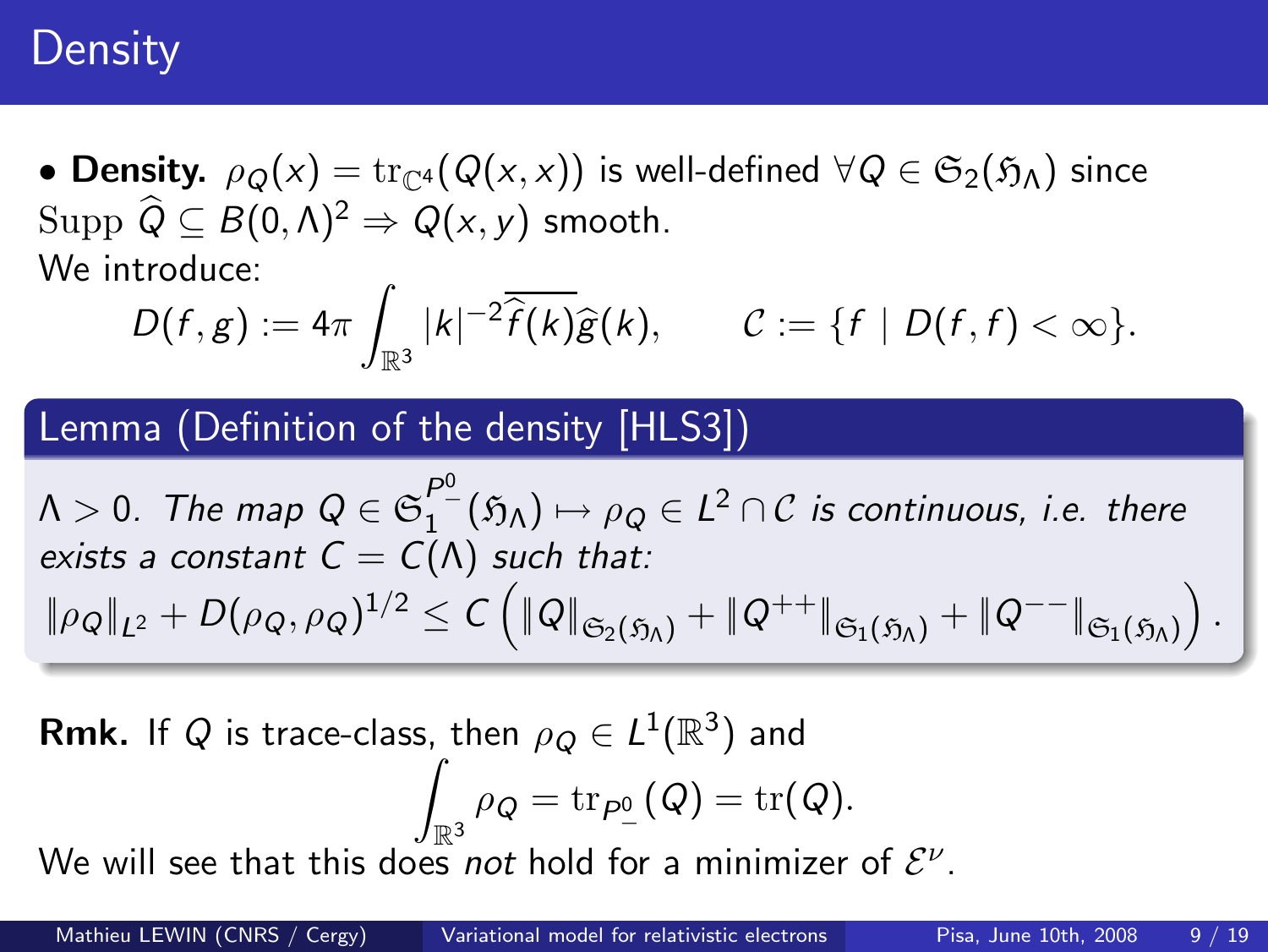# Density

- **Density.** $\rho_Q(x) = \mathrm{tr}_{\mathbb{C}^4}(Q(x,x))$ is well-defined $\forall Q \in \mathfrak{S}_2(\mathfrak{H}_\Lambda)$ since $\mathrm{Supp}\ \widehat{Q} \subseteq B(0,\Lambda)^2 \Rightarrow Q(x,y)$ smooth.

We introduce:

$$D(f,g) := 4\pi \int_{\mathbb{R}^3} |k|^{-2} \overline{\widehat{f}(k)} \widehat{g}(k), \qquad \mathcal{C} := \{f \mid D(f,f) < \infty\}.$$

**Lemma (Definition of the density [HLS3])**

*$\Lambda > 0$. The map $Q \in \mathfrak{S}_1^{P^0_-}(\mathfrak{H}_\Lambda) \mapsto \rho_Q \in L^2 \cap \mathcal{C}$ is continuous, i.e. there exists a constant $C = C(\Lambda)$ such that:*

$$\|\rho_Q\|_{L^2} + D(\rho_Q, \rho_Q)^{1/2} \leq C \left( \|Q\|_{\mathfrak{S}_2(\mathfrak{H}_\Lambda)} + \|Q^{++}\|_{\mathfrak{S}_1(\mathfrak{H}_\Lambda)} + \|Q^{--}\|_{\mathfrak{S}_1(\mathfrak{H}_\Lambda)} \right).$$

**Rmk.** If $Q$ is trace-class, then $\rho_Q \in L^1(\mathbb{R}^3)$ and

$$\int_{\mathbb{R}^3} \rho_Q = \mathrm{tr}_{P^0_-}(Q) = \mathrm{tr}(Q).$$

We will see that this does *not* hold for a minimizer of $\mathcal{E}^\nu$.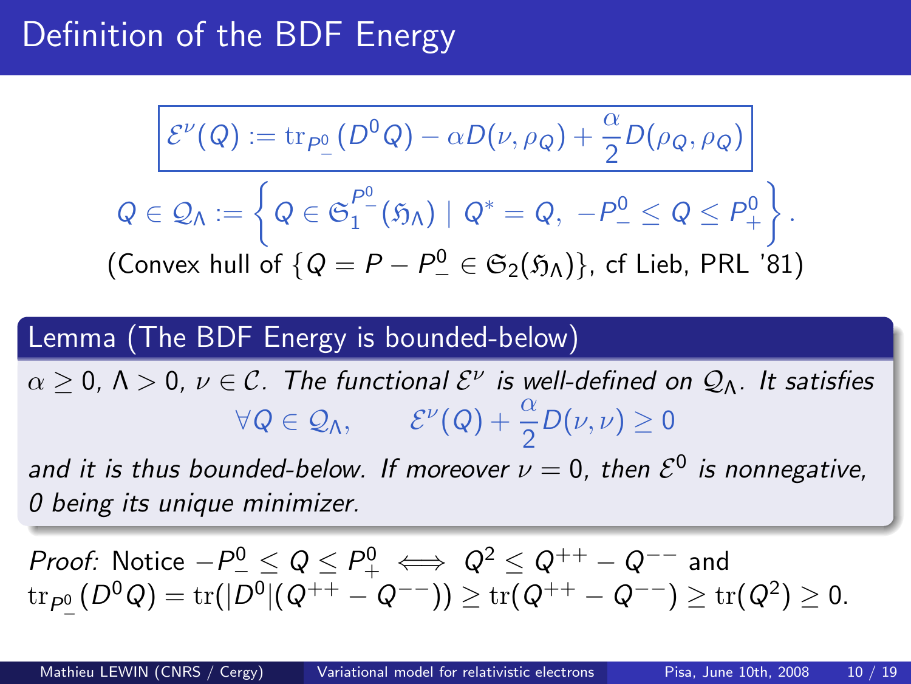# Definition of the BDF Energy

$$\boxed{\mathcal{E}^\nu(Q) := \operatorname{tr}_{P^0_-}(D^0 Q) - \alpha D(\nu, \rho_Q) + \frac{\alpha}{2} D(\rho_Q, \rho_Q)}$$

$$Q \in \mathcal{Q}_\Lambda := \left\{ Q \in \mathfrak{S}_1^{P^0_-}(\mathfrak{H}_\Lambda) \mid Q^* = Q,\ -P^0_- \leq Q \leq P^0_+ \right\}.$$

(Convex hull of $\{Q = P - P^0_- \in \mathfrak{S}_2(\mathfrak{H}_\Lambda)\}$, cf Lieb, PRL '81)

## Lemma (The BDF Energy is bounded-below)

*$\alpha \geq 0$, $\Lambda > 0$, $\nu \in \mathcal{C}$. The functional $\mathcal{E}^\nu$ is well-defined on $\mathcal{Q}_\Lambda$. It satisfies*

$$\forall Q \in \mathcal{Q}_\Lambda, \qquad \mathcal{E}^\nu(Q) + \frac{\alpha}{2} D(\nu, \nu) \geq 0$$

*and it is thus bounded-below. If moreover $\nu = 0$, then $\mathcal{E}^0$ is nonnegative, 0 being its unique minimizer.*

*Proof:* Notice $-P^0_- \leq Q \leq P^0_+ \iff Q^2 \leq Q^{++} - Q^{--}$ and $\operatorname{tr}_{P^0_-}(D^0 Q) = \operatorname{tr}(|D^0|(Q^{++} - Q^{--})) \geq \operatorname{tr}(Q^{++} - Q^{--}) \geq \operatorname{tr}(Q^2) \geq 0$.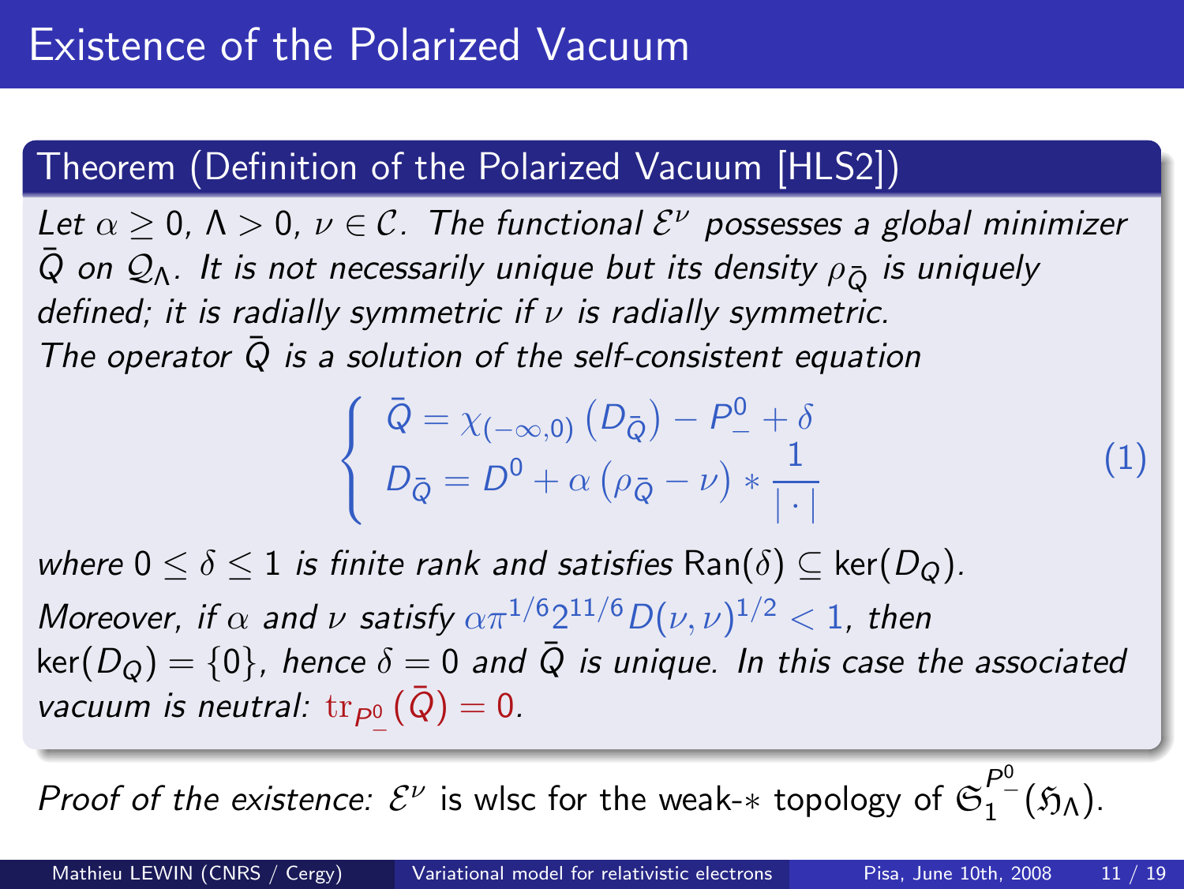# Existence of the Polarized Vacuum

## Theorem (Definition of the Polarized Vacuum [HLS2])

*Let $\alpha \geq 0$, $\Lambda > 0$, $\nu \in \mathcal{C}$. The functional $\mathcal{E}^\nu$ possesses a global minimizer $\bar{Q}$ on $\mathcal{Q}_\Lambda$. It is not necessarily unique but its density $\rho_{\bar{Q}}$ is uniquely defined; it is radially symmetric if $\nu$ is radially symmetric.*
*The operator $\bar{Q}$ is a solution of the self-consistent equation*

$$\left\{ \begin{array}{l} \bar{Q} = \chi_{(-\infty,0)}\left(D_{\bar{Q}}\right) - P^0_- + \delta \\ D_{\bar{Q}} = D^0 + \alpha\left(\rho_{\bar{Q}} - \nu\right) * \dfrac{1}{|\cdot|} \end{array} \right. \qquad (1)$$

*where $0 \leq \delta \leq 1$ is finite rank and satisfies* $\mathrm{Ran}(\delta) \subseteq \ker(D_Q)$.
*Moreover, if $\alpha$ and $\nu$ satisfy $\alpha \pi^{1/6} 2^{11/6} D(\nu,\nu)^{1/2} < 1$, then* $\ker(D_Q) = \{0\}$, *hence $\delta = 0$ and $\bar{Q}$ is unique. In this case the associated vacuum is neutral: $\mathrm{tr}_{P^0_-}(\bar{Q}) = 0$.*

*Proof of the existence:* $\mathcal{E}^\nu$ is wlsc for the weak-$*$ topology of $\mathfrak{S}_1^{P^0_-}(\mathfrak{H}_\Lambda)$.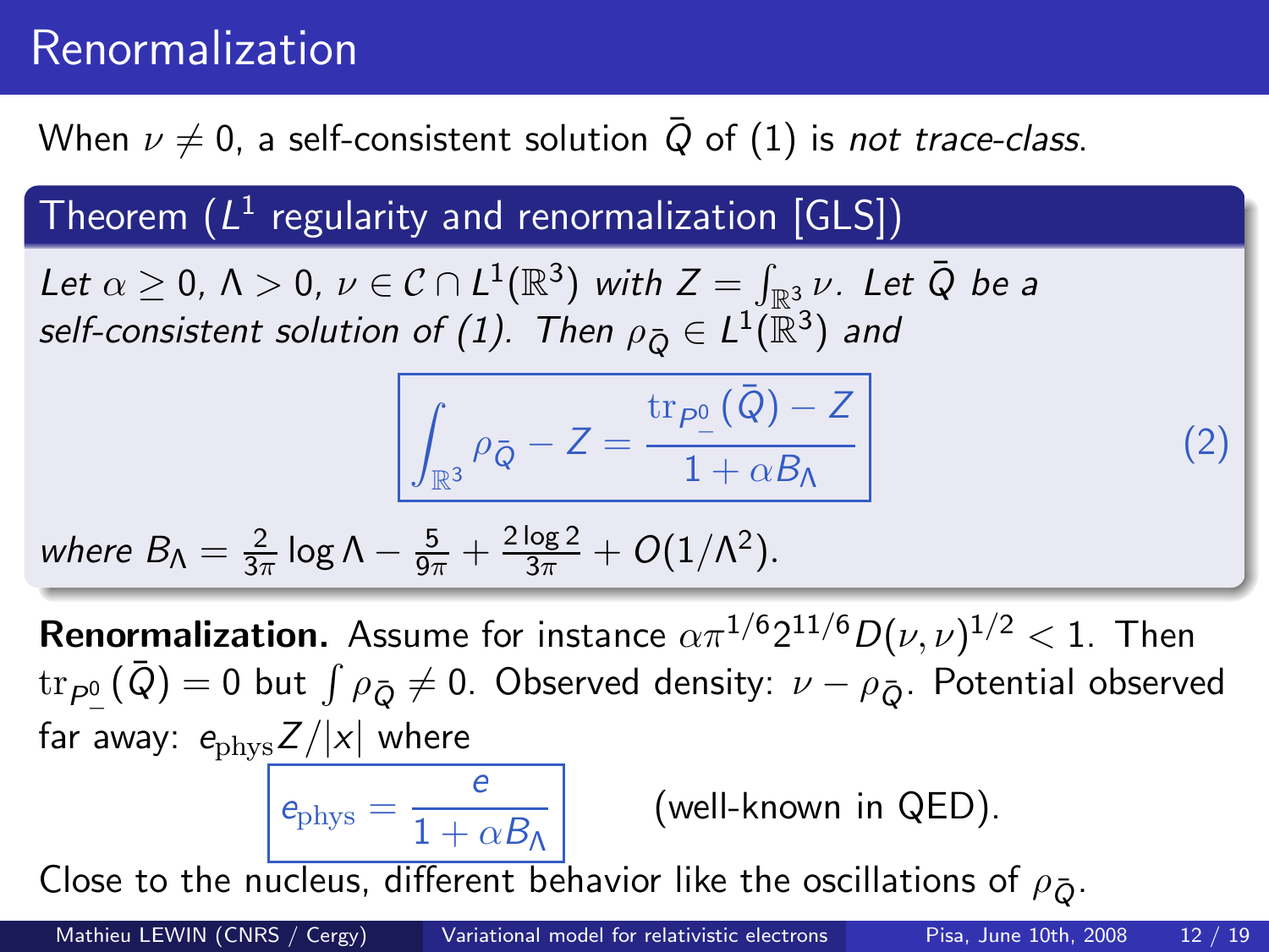# Renormalization

When $\nu \neq 0$, a self-consistent solution $\bar{Q}$ of (1) is *not trace-class*.

**Theorem ($L^1$ regularity and renormalization [GLS])**

*Let $\alpha \geq 0$, $\Lambda > 0$, $\nu \in \mathcal{C} \cap L^1(\mathbb{R}^3)$ with $Z = \int_{\mathbb{R}^3} \nu$. Let $\bar{Q}$ be a self-consistent solution of (1). Then $\rho_{\bar{Q}} \in L^1(\mathbb{R}^3)$ and*

$$\int_{\mathbb{R}^3} \rho_{\bar{Q}} - Z = \frac{\mathrm{tr}_{P^0_-}(\bar{Q}) - Z}{1 + \alpha B_\Lambda} \tag{2}$$

*where $B_\Lambda = \frac{2}{3\pi} \log \Lambda - \frac{5}{9\pi} + \frac{2 \log 2}{3\pi} + O(1/\Lambda^2)$.*

**Renormalization.** Assume for instance $\alpha \pi^{1/6} 2^{11/6} D(\nu, \nu)^{1/2} < 1$. Then $\mathrm{tr}_{P^0_-}(\bar{Q}) = 0$ but $\int \rho_{\bar{Q}} \neq 0$. Observed density: $\nu - \rho_{\bar{Q}}$. Potential observed far away: $e_{\rm phys} Z/|x|$ where

$$e_{\rm phys} = \frac{e}{1 + \alpha B_\Lambda} \qquad \text{(well-known in QED).}$$

Close to the nucleus, different behavior like the oscillations of $\rho_{\bar{Q}}$.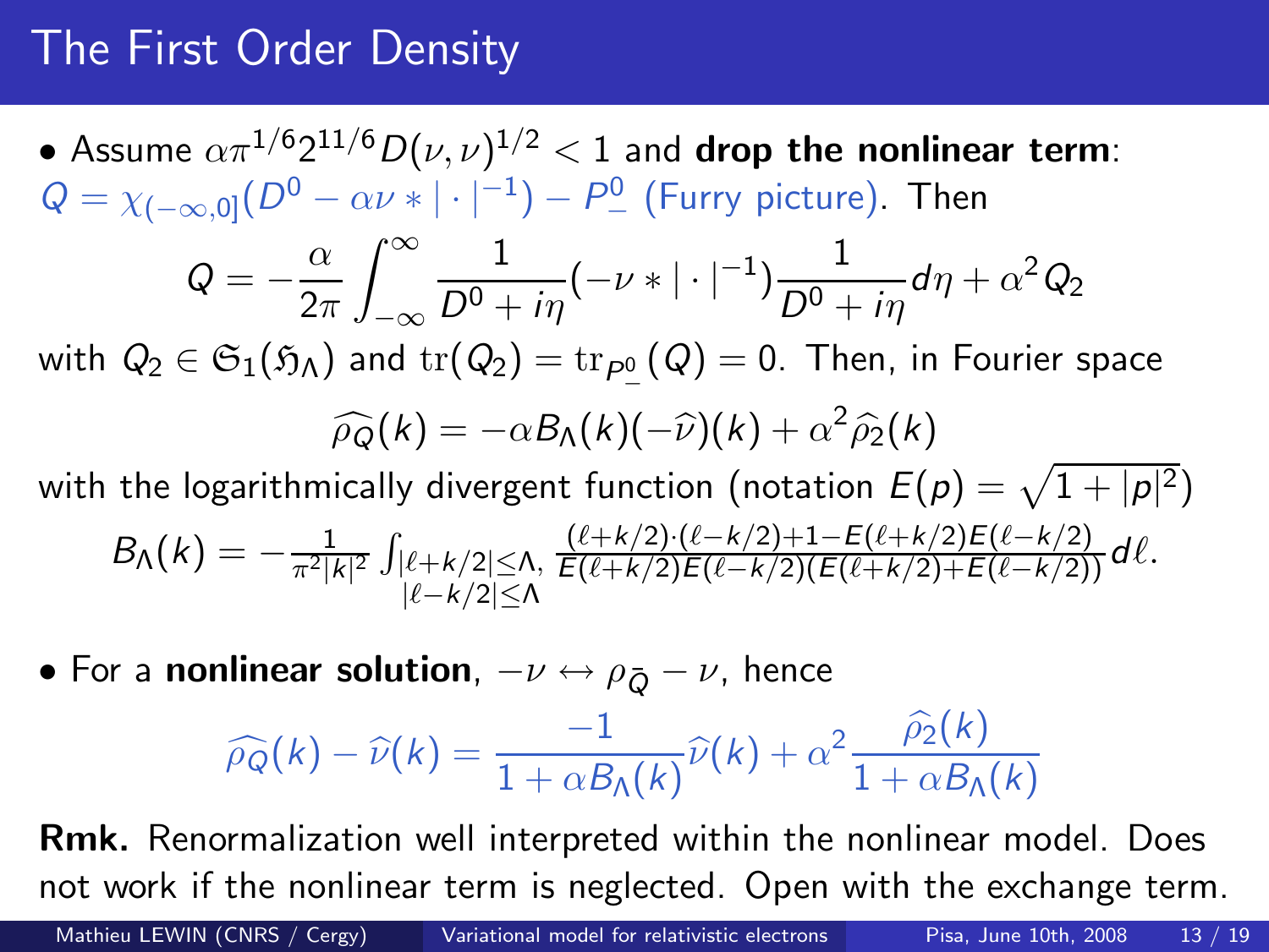# The First Order Density

- Assume $\alpha\pi^{1/6}2^{11/6}D(\nu,\nu)^{1/2} < 1$ and **drop the nonlinear term**: $Q = \chi_{(-\infty,0]}(D^0 - \alpha\nu * |\cdot|^{-1}) - P^0_-$ (Furry picture). Then

$$Q = -\frac{\alpha}{2\pi}\int_{-\infty}^{\infty} \frac{1}{D^0 + i\eta}(-\nu * |\cdot|^{-1})\frac{1}{D^0 + i\eta}d\eta + \alpha^2 Q_2$$

with $Q_2 \in \mathfrak{S}_1(\mathfrak{H}_\Lambda)$ and $\mathrm{tr}(Q_2) = \mathrm{tr}_{P^0_-}(Q) = 0$. Then, in Fourier space

$$\widehat{\rho_Q}(k) = -\alpha B_\Lambda(k)(-\widehat{\nu})(k) + \alpha^2\widehat{\rho_2}(k)$$

with the logarithmically divergent function (notation $E(p) = \sqrt{1+|p|^2}$)

$$B_\Lambda(k) = -\frac{1}{\pi^2|k|^2}\int_{\substack{|\ell+k/2|\leq\Lambda,\\ |\ell-k/2|\leq\Lambda}} \frac{(\ell+k/2)\cdot(\ell-k/2)+1-E(\ell+k/2)E(\ell-k/2)}{E(\ell+k/2)E(\ell-k/2)(E(\ell+k/2)+E(\ell-k/2))}d\ell.$$

- For a **nonlinear solution**, $-\nu \leftrightarrow \rho_{\bar{Q}} - \nu$, hence

$$\widehat{\rho_Q}(k) - \widehat{\nu}(k) = \frac{-1}{1+\alpha B_\Lambda(k)}\widehat{\nu}(k) + \alpha^2\frac{\widehat{\rho_2}(k)}{1+\alpha B_\Lambda(k)}$$

**Rmk.** Renormalization well interpreted within the nonlinear model. Does not work if the nonlinear term is neglected. Open with the exchange term.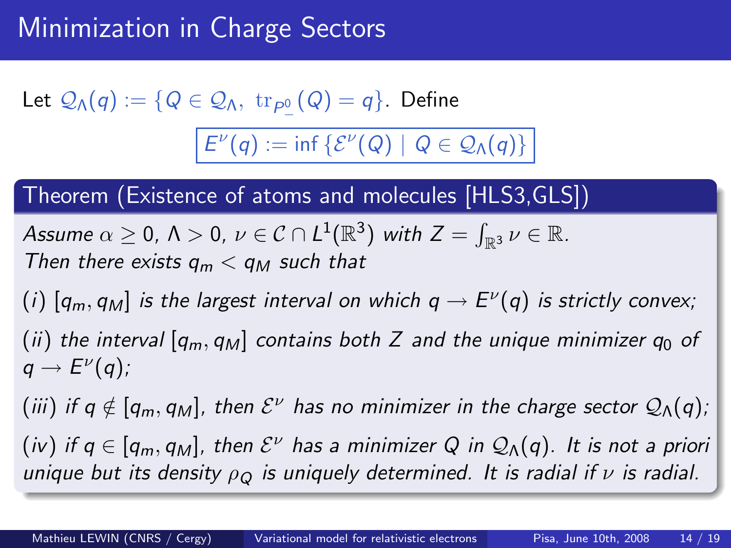# Minimization in Charge Sectors

Let $\mathcal{Q}_\Lambda(q) := \{Q \in \mathcal{Q}_\Lambda,\ \mathrm{tr}_{P^0_-}(Q) = q\}$. Define

$$\boxed{E^\nu(q) := \inf\left\{\mathcal{E}^\nu(Q) \mid Q \in \mathcal{Q}_\Lambda(q)\right\}}$$

### Theorem (Existence of atoms and molecules [HLS3,GLS])

*Assume $\alpha \geq 0$, $\Lambda > 0$, $\nu \in \mathcal{C} \cap L^1(\mathbb{R}^3)$ with $Z = \int_{\mathbb{R}^3} \nu \in \mathbb{R}$. Then there exists $q_m < q_M$ such that*

*(i) $[q_m, q_M]$ is the largest interval on which $q \to E^\nu(q)$ is strictly convex;*

*(ii) the interval $[q_m, q_M]$ contains both $Z$ and the unique minimizer $q_0$ of $q \to E^\nu(q)$;*

*(iii) if $q \notin [q_m, q_M]$, then $\mathcal{E}^\nu$ has no minimizer in the charge sector $\mathcal{Q}_\Lambda(q)$;*

*(iv) if $q \in [q_m, q_M]$, then $\mathcal{E}^\nu$ has a minimizer $Q$ in $\mathcal{Q}_\Lambda(q)$. It is not a priori unique but its density $\rho_Q$ is uniquely determined. It is radial if $\nu$ is radial.*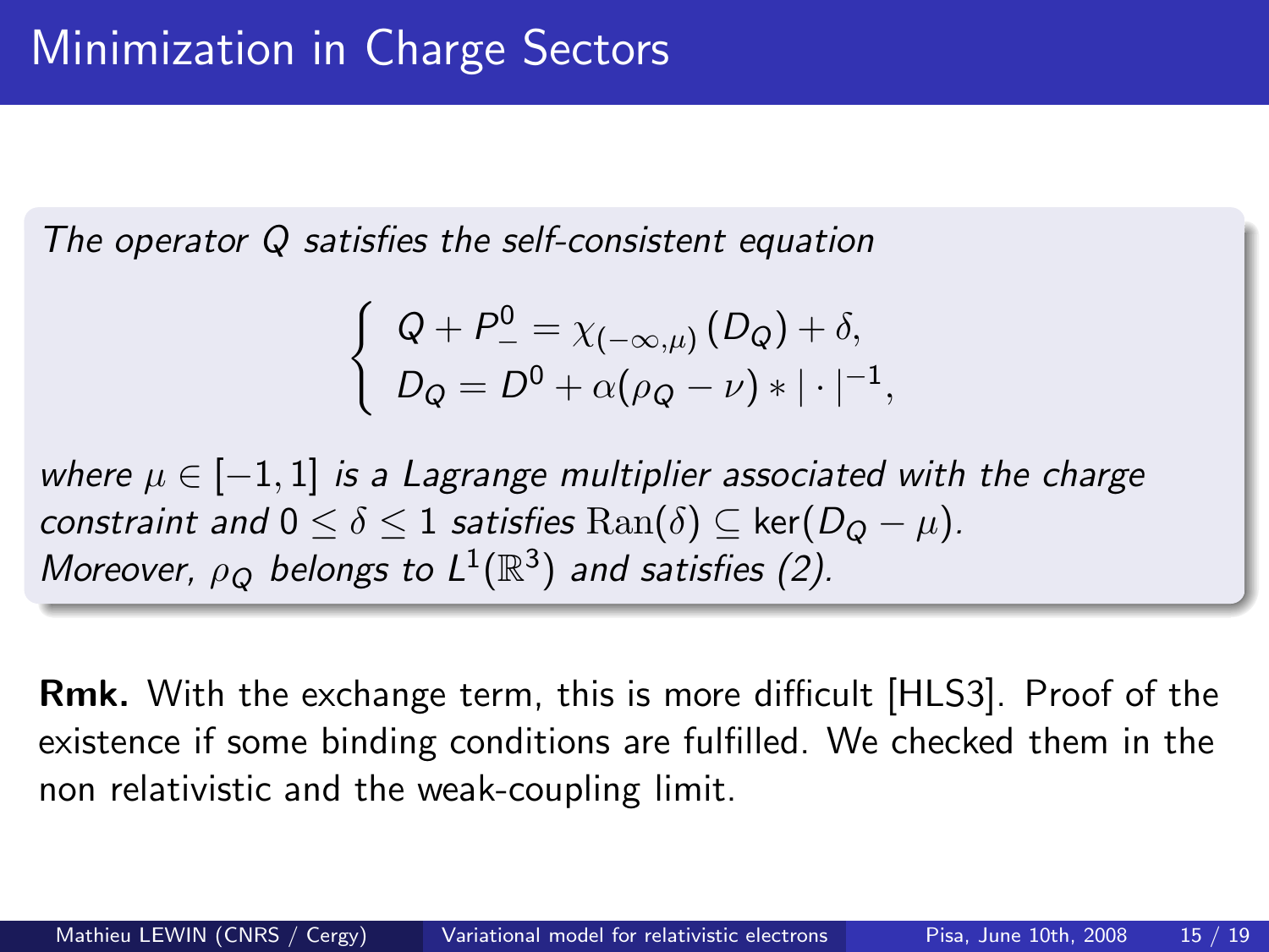# Minimization in Charge Sectors

*The operator $Q$ satisfies the self-consistent equation*

$$\begin{cases} Q + P^0_- = \chi_{(-\infty,\mu)}\left(D_Q\right) + \delta, \\ D_Q = D^0 + \alpha(\rho_Q - \nu) * |\cdot|^{-1}, \end{cases}$$

*where $\mu \in [-1, 1]$ is a Lagrange multiplier associated with the charge constraint and $0 \leq \delta \leq 1$ satisfies $\mathrm{Ran}(\delta) \subseteq \ker(D_Q - \mu)$.*
*Moreover, $\rho_Q$ belongs to $L^1(\mathbb{R}^3)$ and satisfies (2).*

**Rmk.** With the exchange term, this is more difficult [HLS3]. Proof of the existence if some binding conditions are fulfilled. We checked them in the non relativistic and the weak-coupling limit.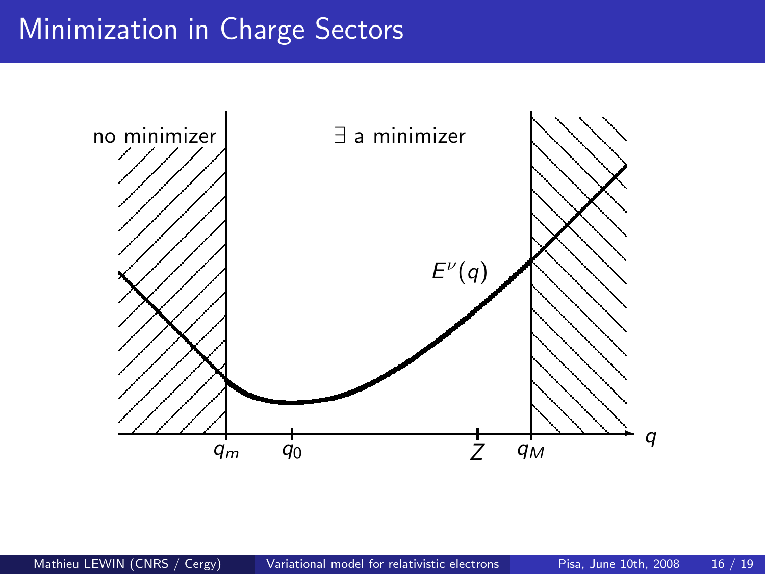# Minimization in Charge Sectors

no minimizer

$\exists$ a minimizer

$E^{\nu}(q)$

$q_m$ $q_0$ $Z$ $q_M$ $q$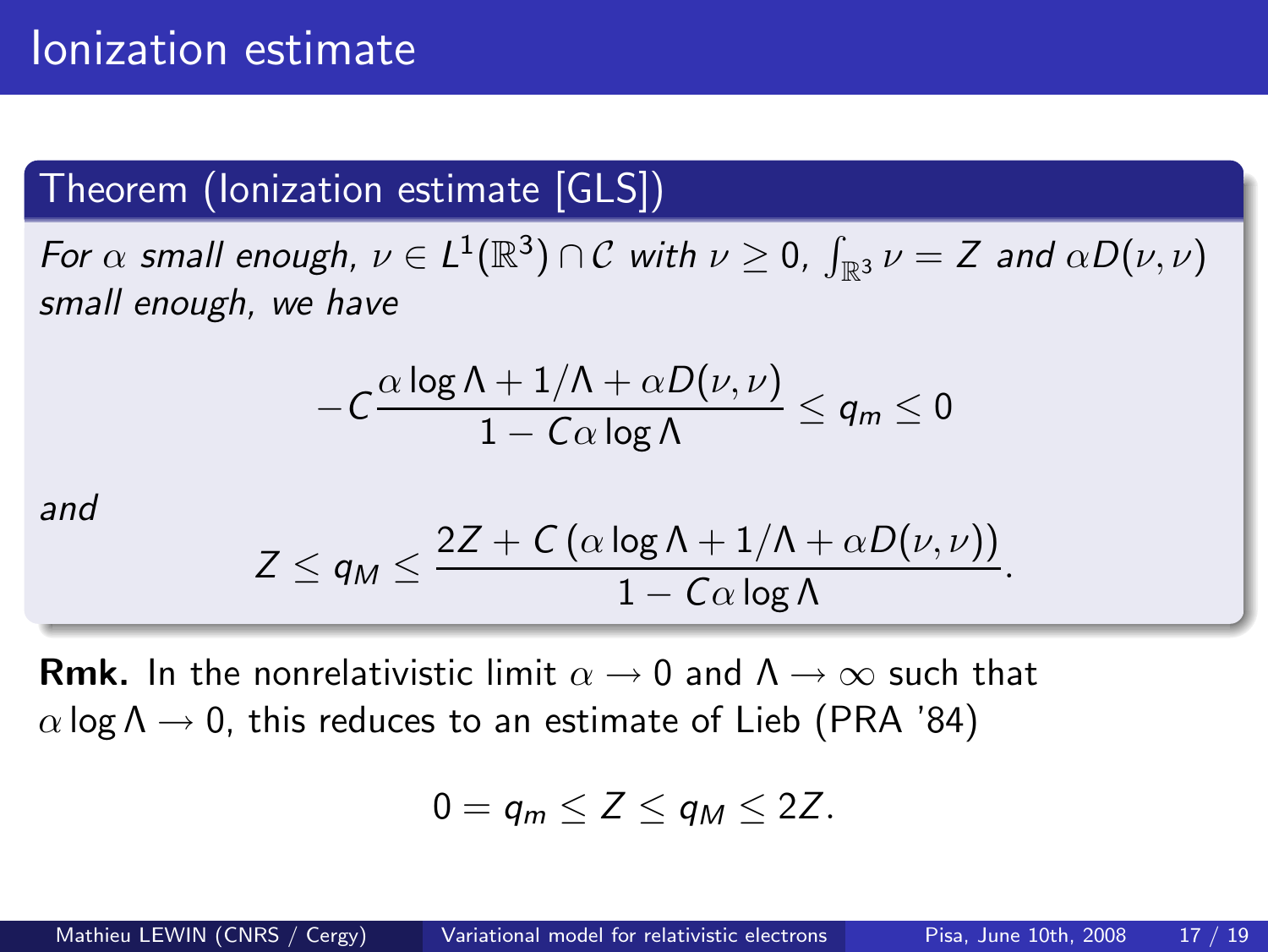# Ionization estimate

**Theorem (Ionization estimate [GLS])**

*For $\alpha$ small enough, $\nu \in L^1(\mathbb{R}^3) \cap \mathcal{C}$ with $\nu \geq 0$, $\int_{\mathbb{R}^3} \nu = Z$ and $\alpha D(\nu, \nu)$ small enough, we have*

$$-C \frac{\alpha \log \Lambda + 1/\Lambda + \alpha D(\nu,\nu)}{1 - C\alpha \log \Lambda} \leq q_m \leq 0$$

*and*

$$Z \leq q_M \leq \frac{2Z + C\left(\alpha \log \Lambda + 1/\Lambda + \alpha D(\nu,\nu)\right)}{1 - C\alpha \log \Lambda}.$$

**Rmk.** In the nonrelativistic limit $\alpha \to 0$ and $\Lambda \to \infty$ such that $\alpha \log \Lambda \to 0$, this reduces to an estimate of Lieb (PRA '84)

$$0 = q_m \leq Z \leq q_M \leq 2Z.$$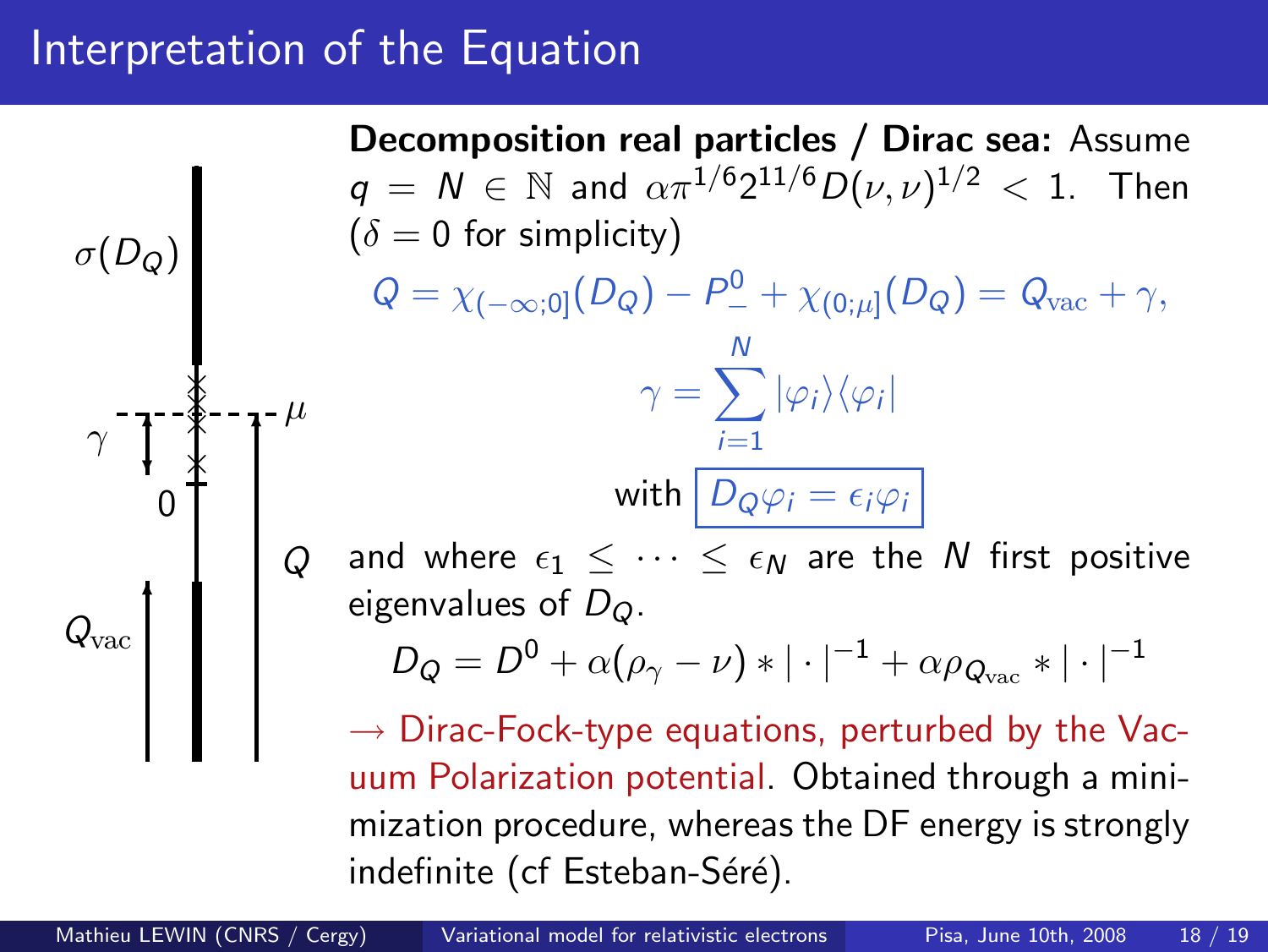# Interpretation of the Equation

**Decomposition real particles / Dirac sea:** Assume $q = N \in \mathbb{N}$ and $\alpha \pi^{1/6} 2^{11/6} D(\nu,\nu)^{1/2} < 1$. Then ($\delta = 0$ for simplicity)

$$Q = \chi_{(-\infty;0]}(D_Q) - P^0_- + \chi_{(0;\mu]}(D_Q) = Q_{\rm vac} + \gamma,$$

$$\gamma = \sum_{i=1}^{N} |\varphi_i\rangle\langle\varphi_i|$$

with $\boxed{D_Q \varphi_i = \epsilon_i \varphi_i}$

and where $\epsilon_1 \leq \cdots \leq \epsilon_N$ are the $N$ first positive eigenvalues of $D_Q$.

$$D_Q = D^0 + \alpha(\rho_\gamma - \nu) * |\cdot|^{-1} + \alpha \rho_{Q_{\rm vac}} * |\cdot|^{-1}$$

→ Dirac-Fock-type equations, perturbed by the Vacuum Polarization potential. Obtained through a minimization procedure, whereas the DF energy is strongly indefinite (cf Esteban-Séré).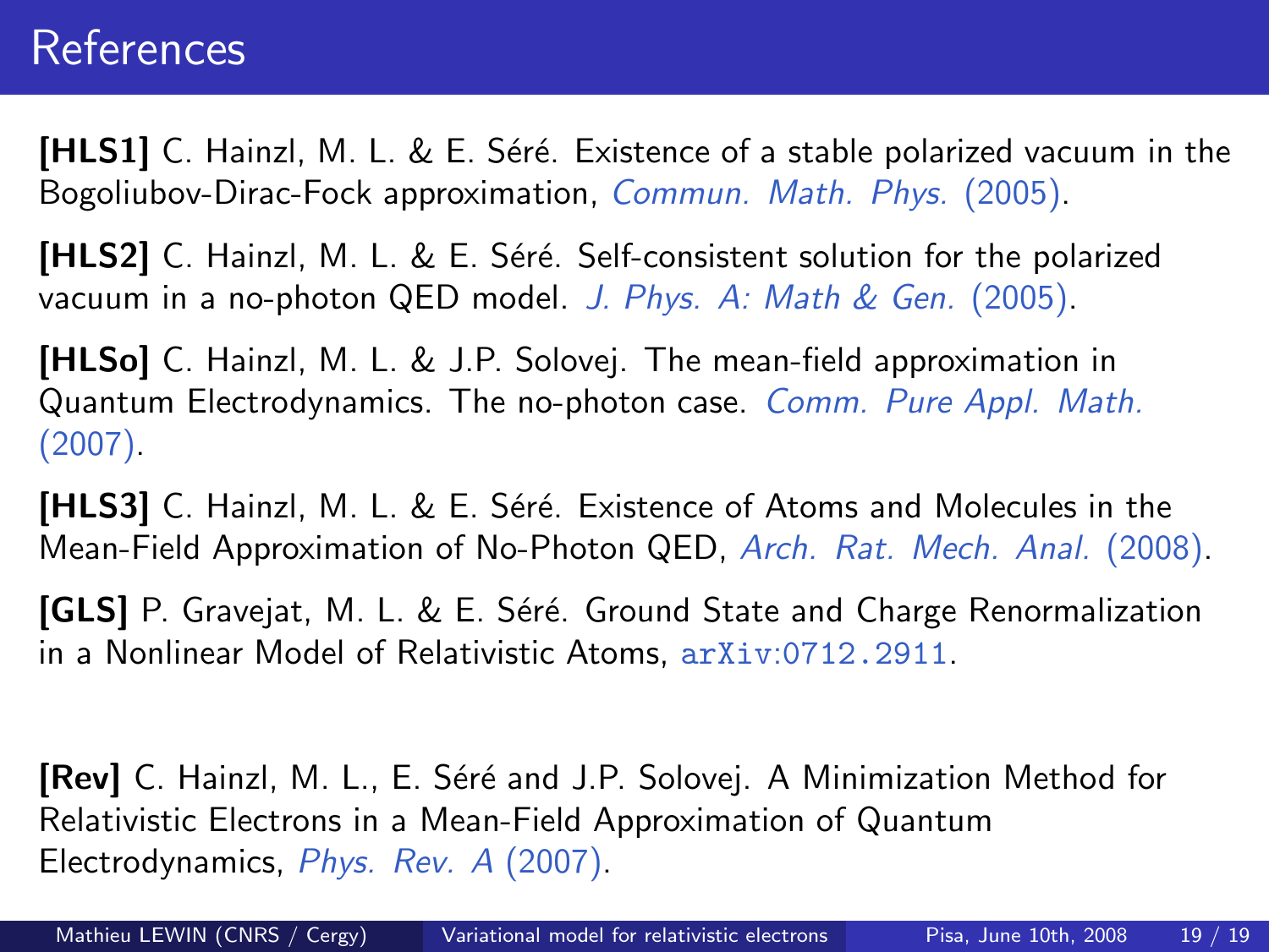# References

**[HLS1]** C. Hainzl, M. L. & E. Séré. Existence of a stable polarized vacuum in the Bogoliubov-Dirac-Fock approximation, *Commun. Math. Phys.* (2005).

**[HLS2]** C. Hainzl, M. L. & E. Séré. Self-consistent solution for the polarized vacuum in a no-photon QED model. *J. Phys. A: Math & Gen.* (2005).

**[HLSo]** C. Hainzl, M. L. & J.P. Solovej. The mean-field approximation in Quantum Electrodynamics. The no-photon case. *Comm. Pure Appl. Math.* (2007).

**[HLS3]** C. Hainzl, M. L. & E. Séré. Existence of Atoms and Molecules in the Mean-Field Approximation of No-Photon QED, *Arch. Rat. Mech. Anal.* (2008).

**[GLS]** P. Gravejat, M. L. & E. Séré. Ground State and Charge Renormalization in a Nonlinear Model of Relativistic Atoms, `arXiv:0712.2911`.

**[Rev]** C. Hainzl, M. L., E. Séré and J.P. Solovej. A Minimization Method for Relativistic Electrons in a Mean-Field Approximation of Quantum Electrodynamics, *Phys. Rev. A* (2007).